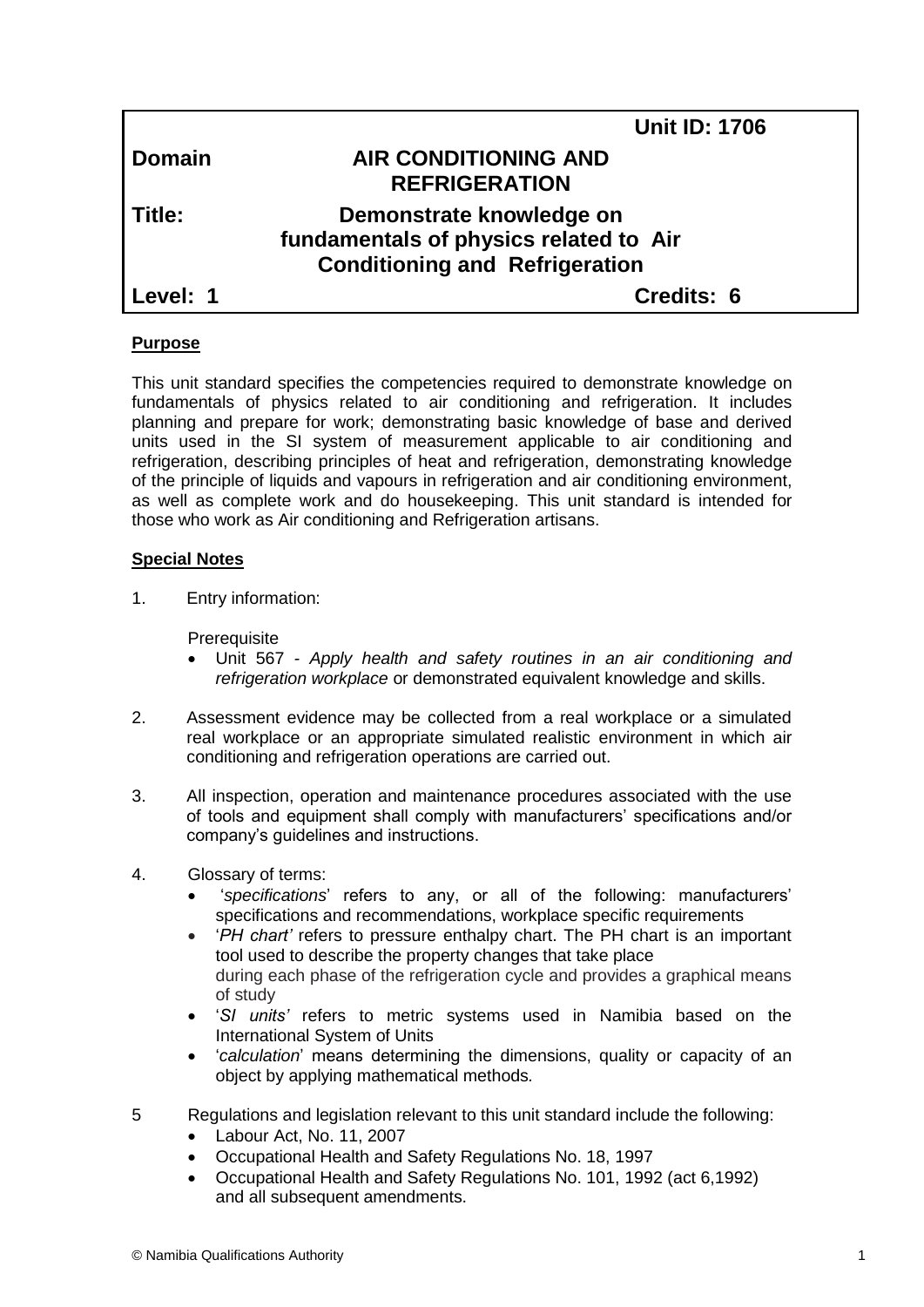| | | |
|---|---|---|
| | | **Unit ID: 1706** |
| **Domain** | **AIR CONDITIONING AND REFRIGERATION** | |
| **Title:** | **Demonstrate knowledge on fundamentals of physics related to Air Conditioning and Refrigeration** | |
| **Level: 1** | | **Credits: 6** |

**Purpose**

This unit standard specifies the competencies required to demonstrate knowledge on fundamentals of physics related to air conditioning and refrigeration. It includes planning and prepare for work; demonstrating basic knowledge of base and derived units used in the SI system of measurement applicable to air conditioning and refrigeration, describing principles of heat and refrigeration, demonstrating knowledge of the principle of liquids and vapours in refrigeration and air conditioning environment, as well as complete work and do housekeeping. This unit standard is intended for those who work as Air conditioning and Refrigeration artisans.

**Special Notes**

1. Entry information:

   Prerequisite
   - Unit 567 - *Apply health and safety routines in an air conditioning and refrigeration workplace* or demonstrated equivalent knowledge and skills.

2. Assessment evidence may be collected from a real workplace or a simulated real workplace or an appropriate simulated realistic environment in which air conditioning and refrigeration operations are carried out.

3. All inspection, operation and maintenance procedures associated with the use of tools and equipment shall comply with manufacturers' specifications and/or company's guidelines and instructions.

4. Glossary of terms:
   - '*specifications*' refers to any, or all of the following: manufacturers' specifications and recommendations, workplace specific requirements
   - '*PH chart'* refers to pressure enthalpy chart. The PH chart is an important tool used to describe the property changes that take place during each phase of the refrigeration cycle and provides a graphical means of study
   - '*SI units'* refers to metric systems used in Namibia based on the International System of Units
   - '*calculation*' means determining the dimensions, quality or capacity of an object by applying mathematical methods*.*

5. Regulations and legislation relevant to this unit standard include the following:
   - Labour Act, No. 11, 2007
   - Occupational Health and Safety Regulations No. 18, 1997
   - Occupational Health and Safety Regulations No. 101, 1992 (act 6,1992) and all subsequent amendments.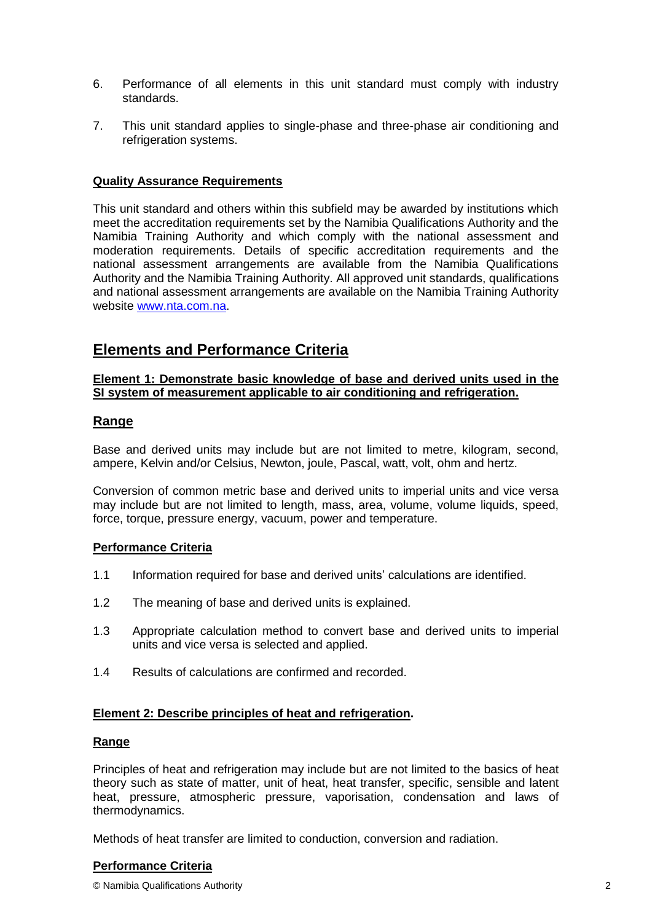6. Performance of all elements in this unit standard must comply with industry standards.

7. This unit standard applies to single-phase and three-phase air conditioning and refrigeration systems.

**Quality Assurance Requirements**

This unit standard and others within this subfield may be awarded by institutions which meet the accreditation requirements set by the Namibia Qualifications Authority and the Namibia Training Authority and which comply with the national assessment and moderation requirements. Details of specific accreditation requirements and the national assessment arrangements are available from the Namibia Qualifications Authority and the Namibia Training Authority. All approved unit standards, qualifications and national assessment arrangements are available on the Namibia Training Authority website www.nta.com.na.

## Elements and Performance Criteria

**Element 1: Demonstrate basic knowledge of base and derived units used in the SI system of measurement applicable to air conditioning and refrigeration.**

### Range

Base and derived units may include but are not limited to metre, kilogram, second, ampere, Kelvin and/or Celsius, Newton, joule, Pascal, watt, volt, ohm and hertz.

Conversion of common metric base and derived units to imperial units and vice versa may include but are not limited to length, mass, area, volume, volume liquids, speed, force, torque, pressure energy, vacuum, power and temperature.

**Performance Criteria**

1.1 Information required for base and derived units' calculations are identified.

1.2 The meaning of base and derived units is explained.

1.3 Appropriate calculation method to convert base and derived units to imperial units and vice versa is selected and applied.

1.4 Results of calculations are confirmed and recorded.

**Element 2: Describe principles of heat and refrigeration.**

**Range**

Principles of heat and refrigeration may include but are not limited to the basics of heat theory such as state of matter, unit of heat, heat transfer, specific, sensible and latent heat, pressure, atmospheric pressure, vaporisation, condensation and laws of thermodynamics.

Methods of heat transfer are limited to conduction, conversion and radiation.

**Performance Criteria**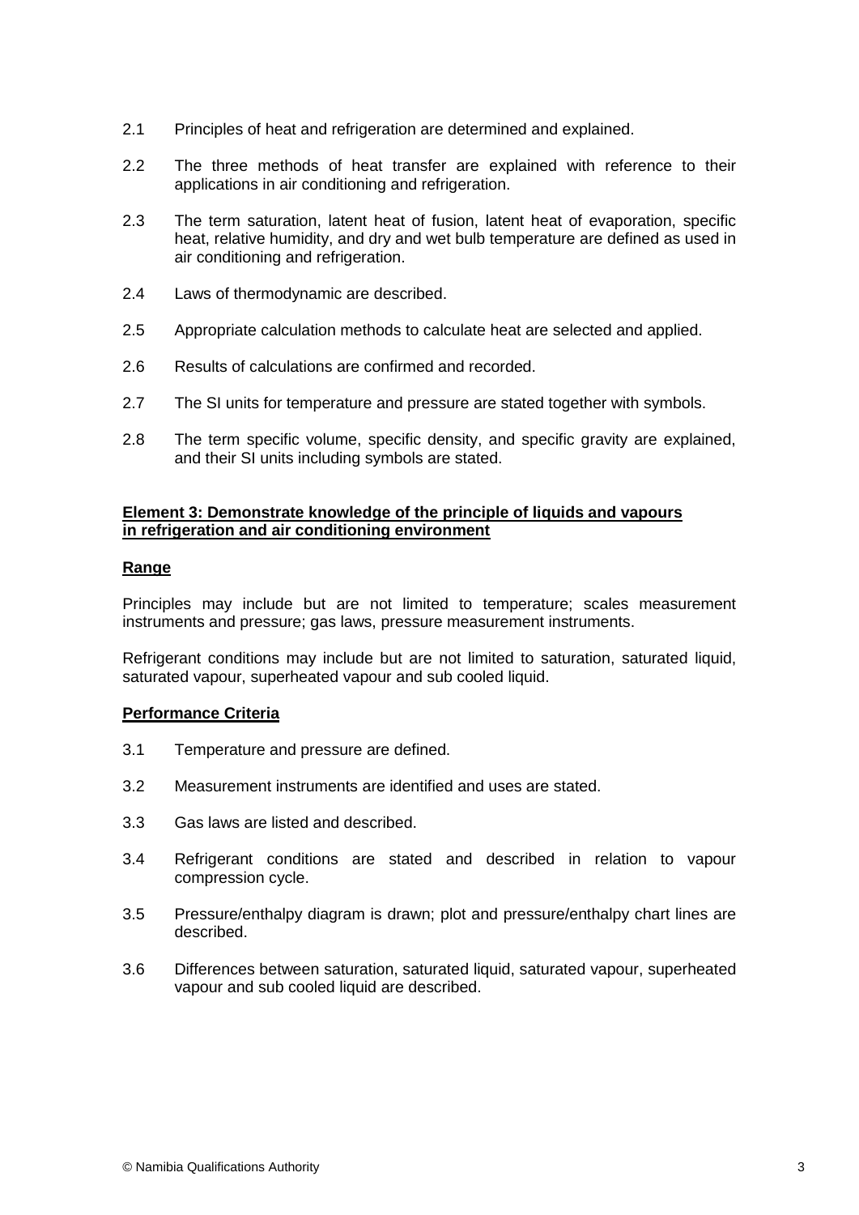2.1 Principles of heat and refrigeration are determined and explained.

2.2 The three methods of heat transfer are explained with reference to their applications in air conditioning and refrigeration.

2.3 The term saturation, latent heat of fusion, latent heat of evaporation, specific heat, relative humidity, and dry and wet bulb temperature are defined as used in air conditioning and refrigeration.

2.4 Laws of thermodynamic are described.

2.5 Appropriate calculation methods to calculate heat are selected and applied.

2.6 Results of calculations are confirmed and recorded.

2.7 The SI units for temperature and pressure are stated together with symbols.

2.8 The term specific volume, specific density, and specific gravity are explained, and their SI units including symbols are stated.

**Element 3: Demonstrate knowledge of the principle of liquids and vapours in refrigeration and air conditioning environment**

**Range**

Principles may include but are not limited to temperature; scales measurement instruments and pressure; gas laws, pressure measurement instruments.

Refrigerant conditions may include but are not limited to saturation, saturated liquid, saturated vapour, superheated vapour and sub cooled liquid.

**Performance Criteria**

3.1 Temperature and pressure are defined.

3.2 Measurement instruments are identified and uses are stated.

3.3 Gas laws are listed and described.

3.4 Refrigerant conditions are stated and described in relation to vapour compression cycle.

3.5 Pressure/enthalpy diagram is drawn; plot and pressure/enthalpy chart lines are described.

3.6 Differences between saturation, saturated liquid, saturated vapour, superheated vapour and sub cooled liquid are described.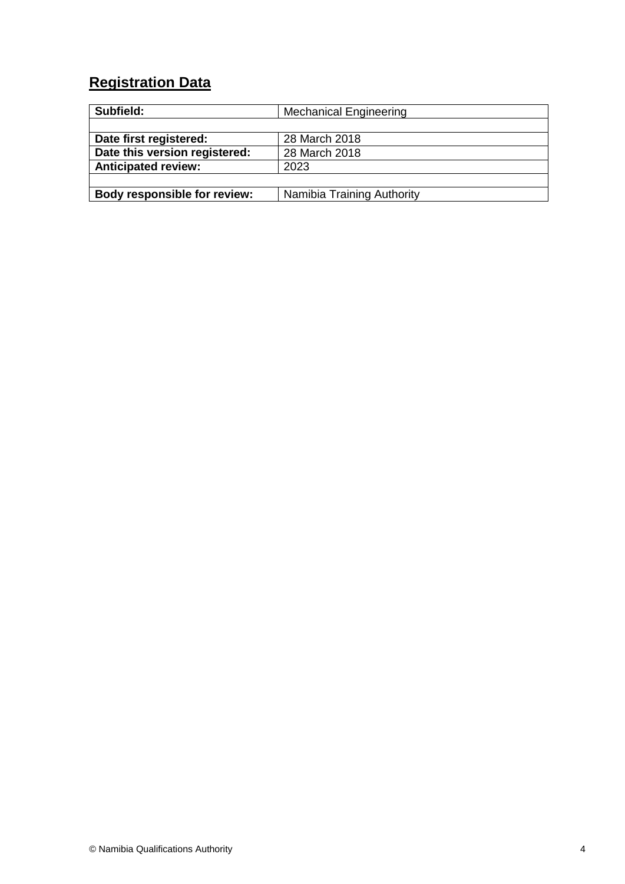## Registration Data

| | |
|---|---|
| **Subfield:** | Mechanical Engineering |
| | |
| **Date first registered:** | 28 March 2018 |
| **Date this version registered:** | 28 March 2018 |
| **Anticipated review:** | 2023 |
| | |
| **Body responsible for review:** | Namibia Training Authority |